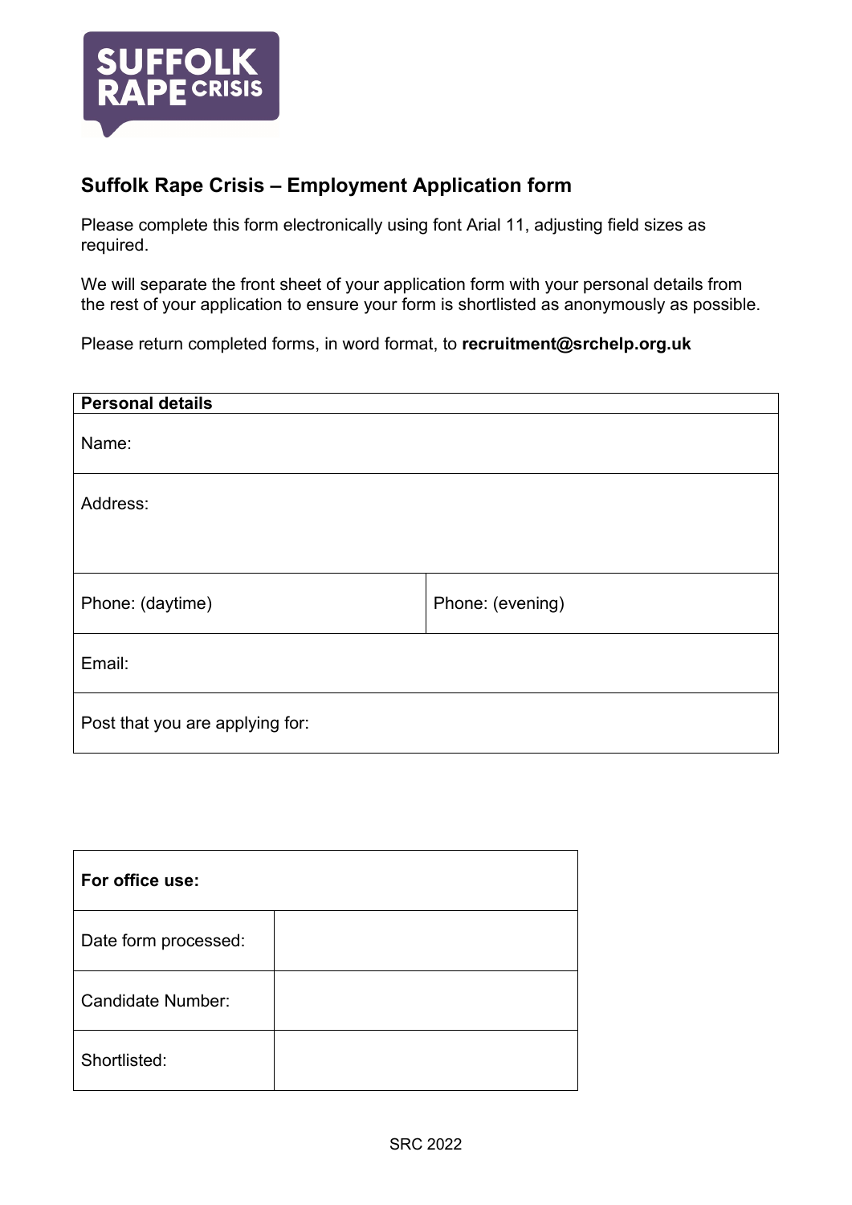SUFFOLK RAPE CRISIS

## Suffolk Rape Crisis – Employment Application form

Please complete this form electronically using font Arial 11, adjusting field sizes as required.

We will separate the front sheet of your application form with your personal details from the rest of your application to ensure your form is shortlisted as anonymously as possible.

Please return completed forms, in word format, to **recruitment@srchelp.org.uk**

| **Personal details** | |
|---|---|
| Name: | |
| Address: | |
| Phone: (daytime) | Phone: (evening) |
| Email: | |
| Post that you are applying for: | |

| **For office use:** | |
|---|---|
| Date form processed: | |
| Candidate Number: | |
| Shortlisted: | |

SRC 2022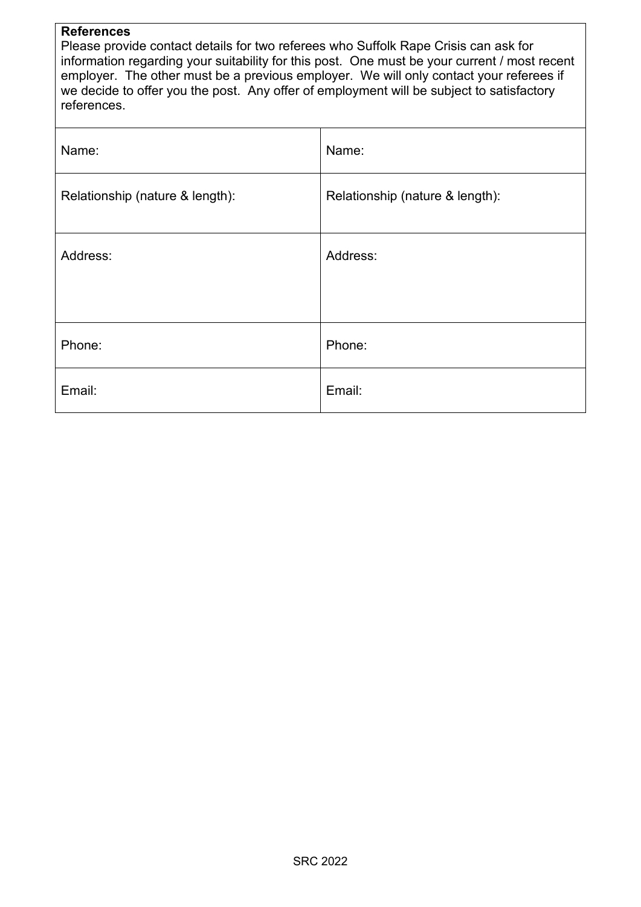**References**

Please provide contact details for two referees who Suffolk Rape Crisis can ask for information regarding your suitability for this post. One must be your current / most recent employer. The other must be a previous employer. We will only contact your referees if we decide to offer you the post. Any offer of employment will be subject to satisfactory references.

| | |
|---|---|
| Name: | Name: |
| Relationship (nature & length): | Relationship (nature & length): |
| Address: | Address: |
| Phone: | Phone: |
| Email: | Email: |

SRC 2022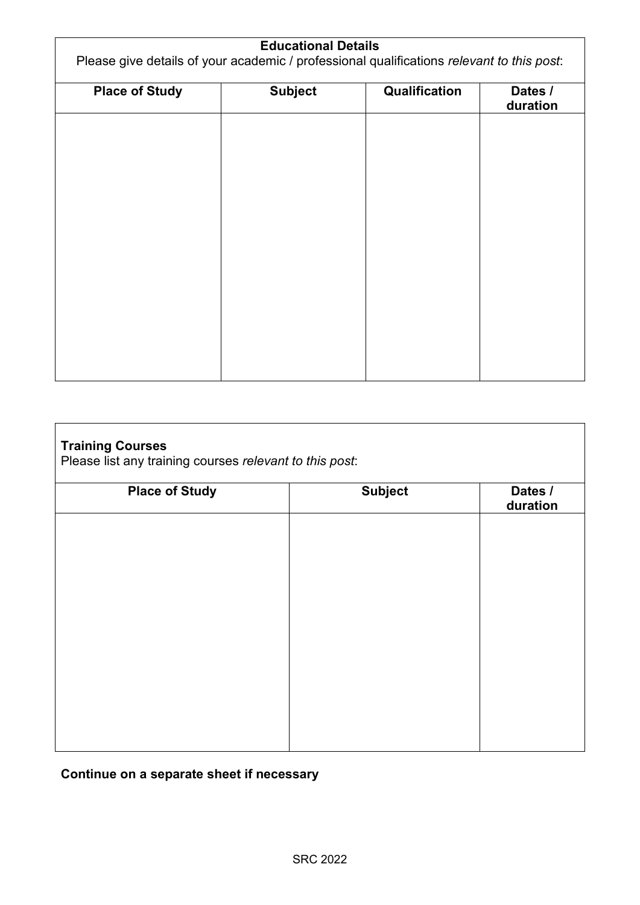**Educational Details**

Please give details of your academic / professional qualifications *relevant to this post*:

| Place of Study | Subject | Qualification | Dates / duration |
|---|---|---|---|
| | | | |

**Training Courses**

Please list any training courses *relevant to this post*:

| Place of Study | Subject | Dates / duration |
|---|---|---|
| | | |

**Continue on a separate sheet if necessary**

SRC 2022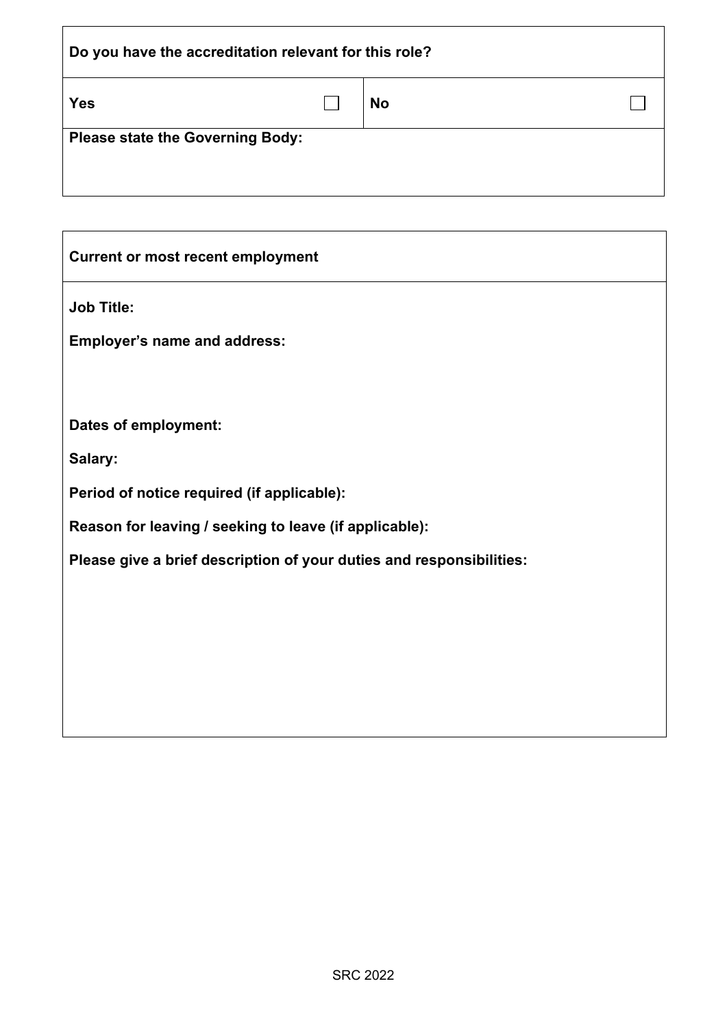| Do you have the accreditation relevant for this role? | | | |
| --- | --- | --- | --- |
| **Yes** | ☐ | **No** | ☐ |
| **Please state the Governing Body:** | | | |

| Current or most recent employment |
| --- |
| **Job Title:** |
| **Employer's name and address:** |
| **Dates of employment:** |
| **Salary:** |
| **Period of notice required (if applicable):** |
| **Reason for leaving / seeking to leave (if applicable):** |
| **Please give a brief description of your duties and responsibilities:** |

SRC 2022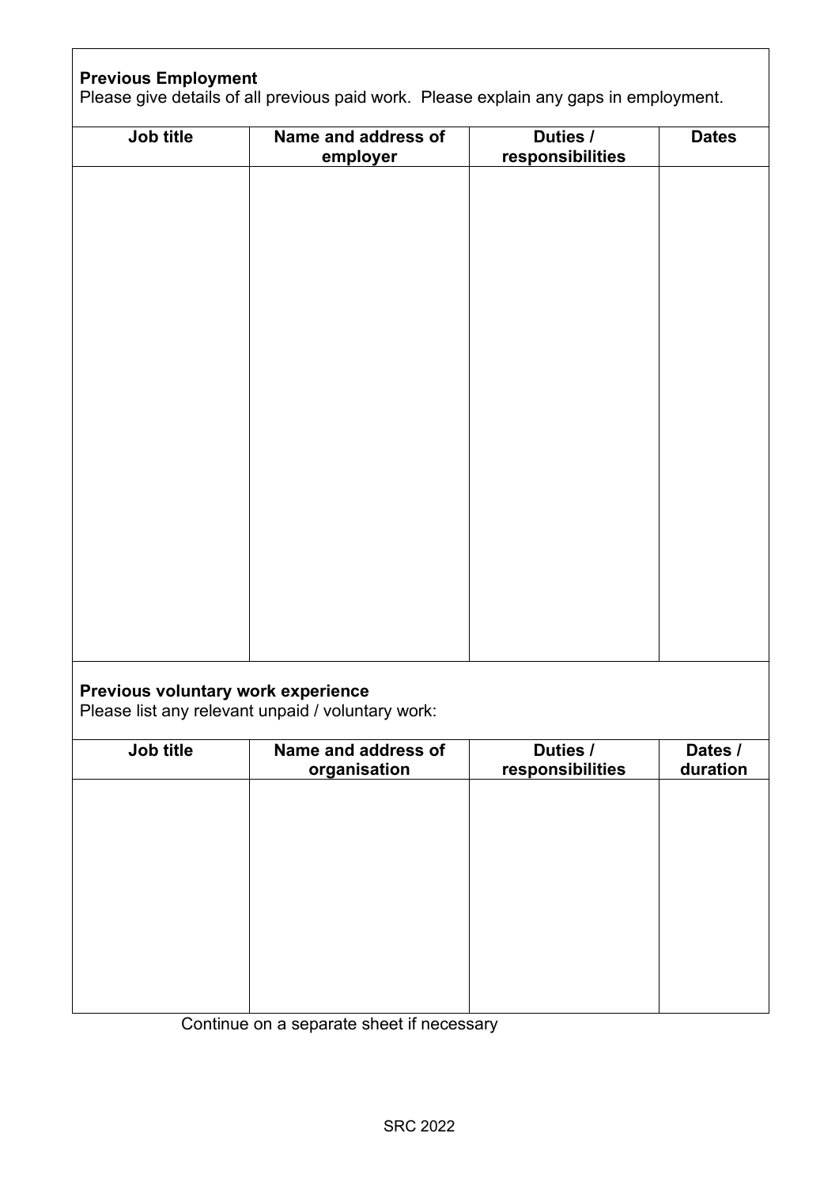**Previous Employment**

Please give details of all previous paid work. Please explain any gaps in employment.

| Job title | Name and address of employer | Duties / responsibilities | Dates |
|---|---|---|---|
| | | | |

**Previous voluntary work experience**

Please list any relevant unpaid / voluntary work:

| Job title | Name and address of organisation | Duties / responsibilities | Dates / duration |
|---|---|---|---|
| | | | |

Continue on a separate sheet if necessary

SRC 2022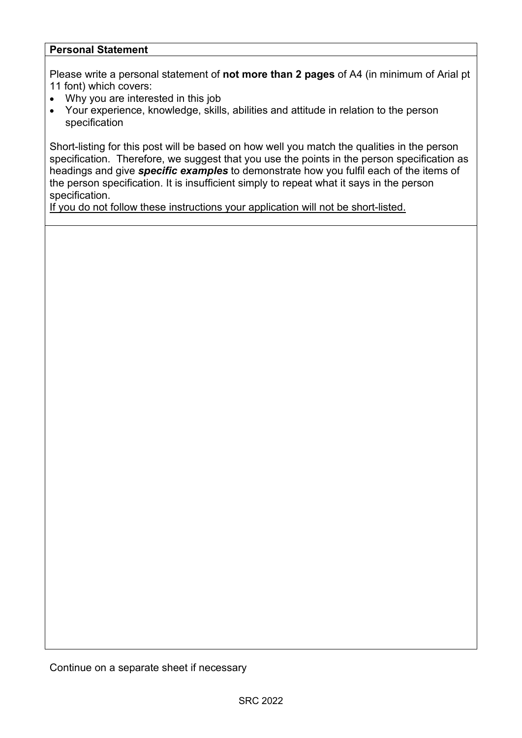**Personal Statement**

Please write a personal statement of **not more than 2 pages** of A4 (in minimum of Arial pt 11 font) which covers:

- Why you are interested in this job
- Your experience, knowledge, skills, abilities and attitude in relation to the person specification

Short-listing for this post will be based on how well you match the qualities in the person specification. Therefore, we suggest that you use the points in the person specification as headings and give ***specific examples*** to demonstrate how you fulfil each of the items of the person specification. It is insufficient simply to repeat what it says in the person specification.

<u>If you do not follow these instructions your application will not be short-listed.</u>

Continue on a separate sheet if necessary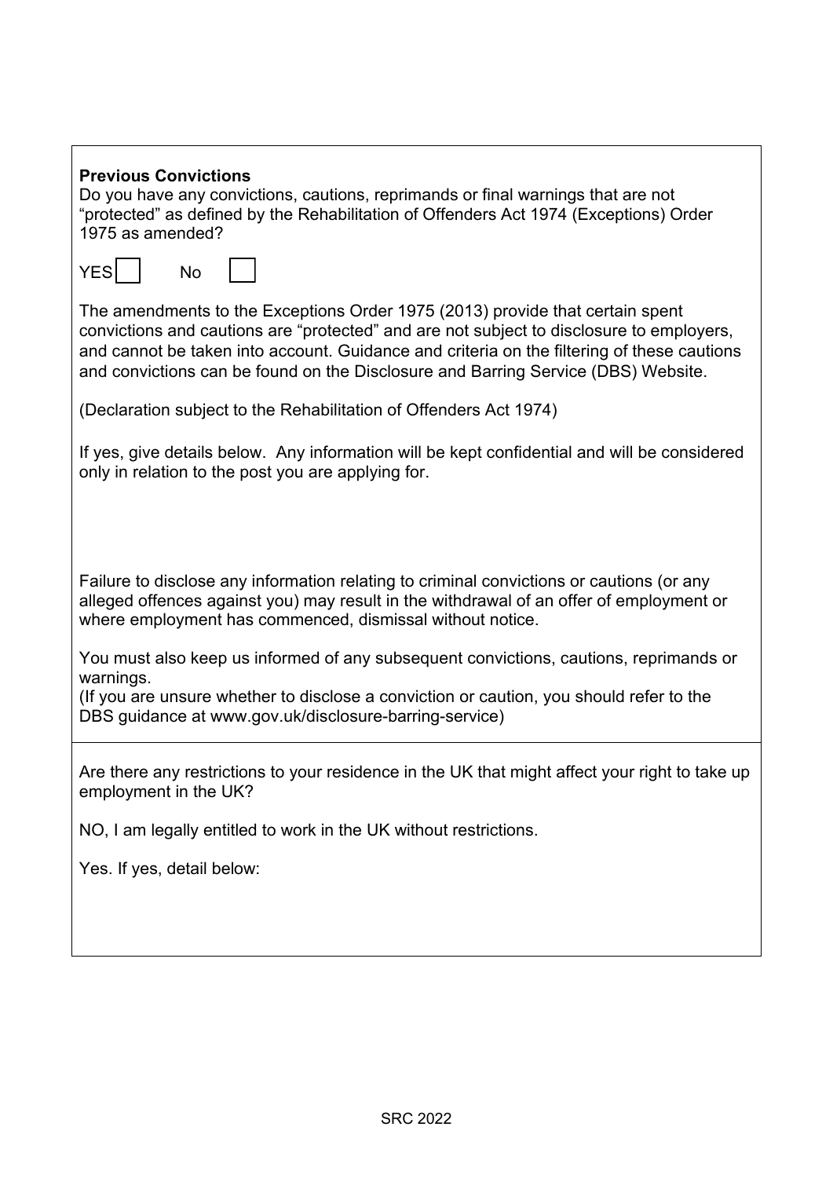**Previous Convictions**

Do you have any convictions, cautions, reprimands or final warnings that are not "protected" as defined by the Rehabilitation of Offenders Act 1974 (Exceptions) Order 1975 as amended?

YES ☐ No ☐

The amendments to the Exceptions Order 1975 (2013) provide that certain spent convictions and cautions are "protected" and are not subject to disclosure to employers, and cannot be taken into account. Guidance and criteria on the filtering of these cautions and convictions can be found on the Disclosure and Barring Service (DBS) Website.

(Declaration subject to the Rehabilitation of Offenders Act 1974)

If yes, give details below. Any information will be kept confidential and will be considered only in relation to the post you are applying for.

Failure to disclose any information relating to criminal convictions or cautions (or any alleged offences against you) may result in the withdrawal of an offer of employment or where employment has commenced, dismissal without notice.

You must also keep us informed of any subsequent convictions, cautions, reprimands or warnings.

(If you are unsure whether to disclose a conviction or caution, you should refer to the DBS guidance at www.gov.uk/disclosure-barring-service)

---

Are there any restrictions to your residence in the UK that might affect your right to take up employment in the UK?

NO, I am legally entitled to work in the UK without restrictions.

Yes. If yes, detail below:

SRC 2022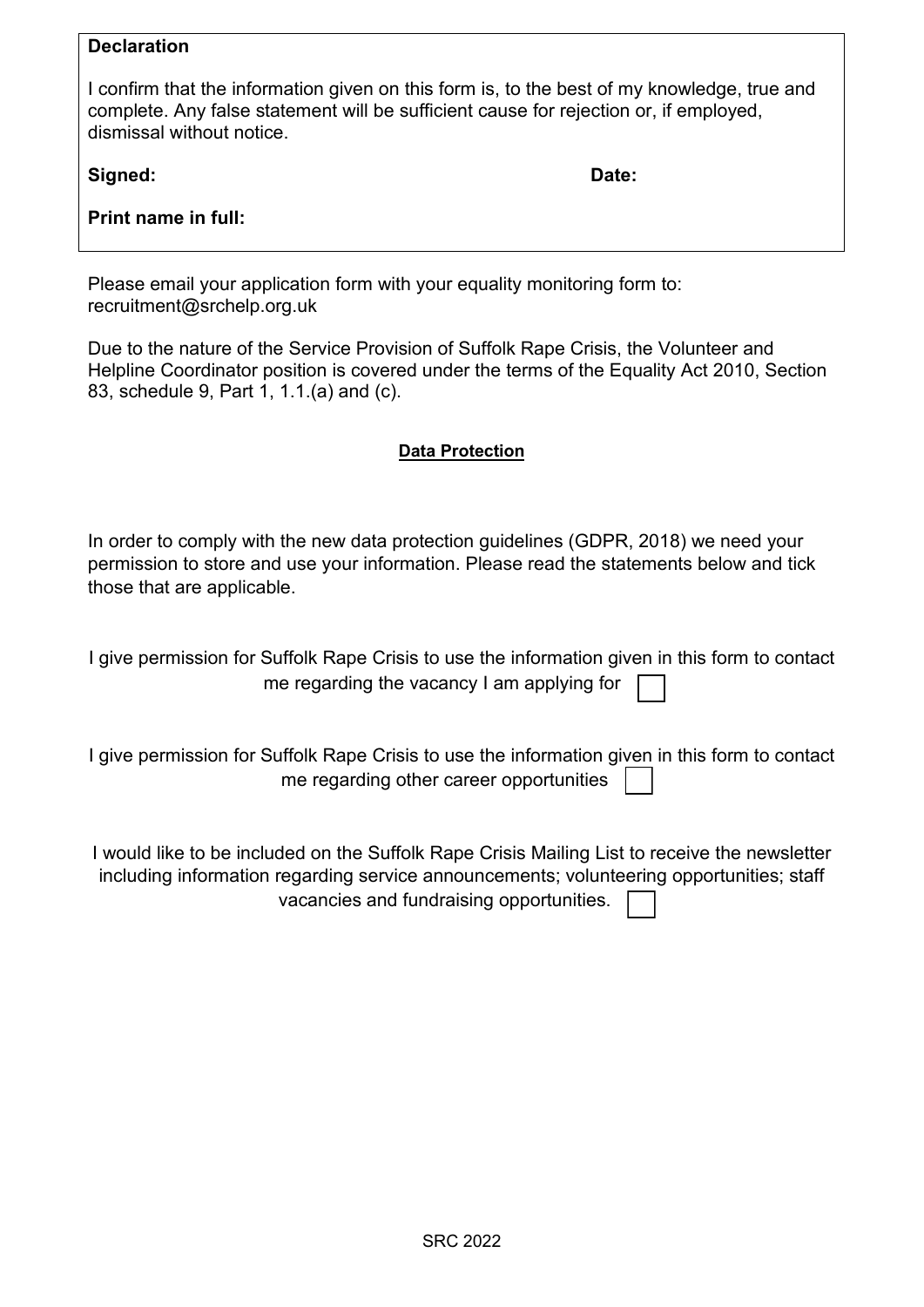**Declaration**

I confirm that the information given on this form is, to the best of my knowledge, true and complete. Any false statement will be sufficient cause for rejection or, if employed, dismissal without notice.

**Signed:** **Date:**

**Print name in full:**

Please email your application form with your equality monitoring form to: recruitment@srchelp.org.uk

Due to the nature of the Service Provision of Suffolk Rape Crisis, the Volunteer and Helpline Coordinator position is covered under the terms of the Equality Act 2010, Section 83, schedule 9, Part 1, 1.1.(a) and (c).

**Data Protection**

In order to comply with the new data protection guidelines (GDPR, 2018) we need your permission to store and use your information. Please read the statements below and tick those that are applicable.

I give permission for Suffolk Rape Crisis to use the information given in this form to contact me regarding the vacancy I am applying for ☐

I give permission for Suffolk Rape Crisis to use the information given in this form to contact me regarding other career opportunities ☐

I would like to be included on the Suffolk Rape Crisis Mailing List to receive the newsletter including information regarding service announcements; volunteering opportunities; staff vacancies and fundraising opportunities. ☐

SRC 2022